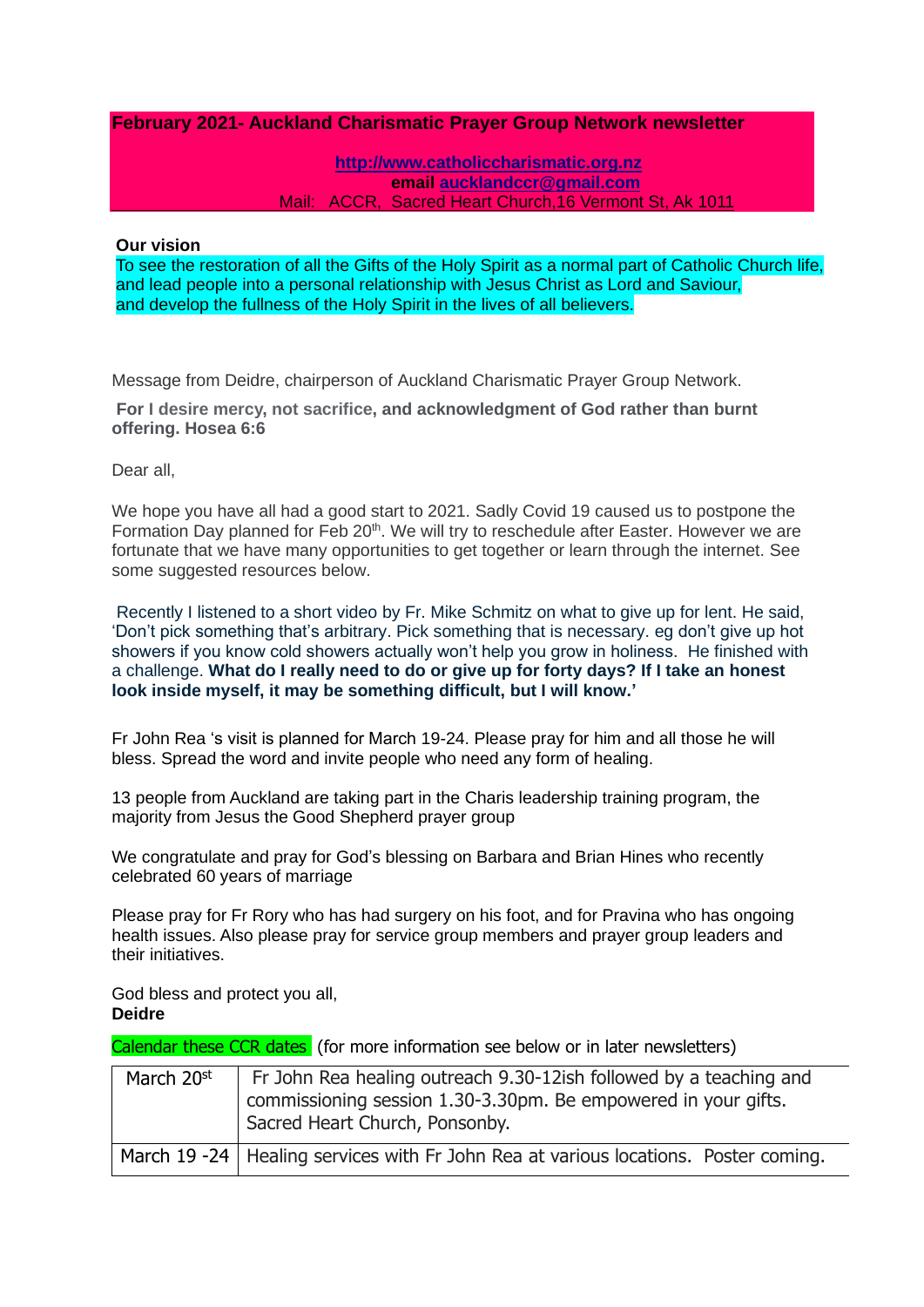**February 2021- Auckland Charismatic Prayer Group Network newsletter**

http://www.catholiccharismatic.org.nz
**email** auckland​ccr@gmail.com
Mail: ACCR, Sacred Heart Church,16 Vermont St, Ak 1011

**Our vision**

To see the restoration of all the Gifts of the Holy Spirit as a normal part of Catholic Church life, and lead people into a personal relationship with Jesus Christ as Lord and Saviour, and develop the fullness of the Holy Spirit in the lives of all believers.

Message from Deidre, chairperson of Auckland Charismatic Prayer Group Network.

**For I desire mercy, not sacrifice, and acknowledgment of God rather than burnt offering. Hosea 6:6**

Dear all,

We hope you have all had a good start to 2021. Sadly Covid 19 caused us to postpone the Formation Day planned for Feb 20th. We will try to reschedule after Easter. However we are fortunate that we have many opportunities to get together or learn through the internet. See some suggested resources below.

Recently I listened to a short video by Fr. Mike Schmitz on what to give up for lent. He said, 'Don't pick something that's arbitrary. Pick something that is necessary. eg don't give up hot showers if you know cold showers actually won't help you grow in holiness. He finished with a challenge. **What do I really need to do or give up for forty days? If I take an honest look inside myself, it may be something difficult, but I will know.'**

Fr John Rea 's visit is planned for March 19-24. Please pray for him and all those he will bless. Spread the word and invite people who need any form of healing.

13 people from Auckland are taking part in the Charis leadership training program, the majority from Jesus the Good Shepherd prayer group

We congratulate and pray for God's blessing on Barbara and Brian Hines who recently celebrated 60 years of marriage

Please pray for Fr Rory who has had surgery on his foot, and for Pravina who has ongoing health issues. Also please pray for service group members and prayer group leaders and their initiatives.

God bless and protect you all,
**Deidre**

Calendar these CCR dates (for more information see below or in later newsletters)

| | |
|---|---|
| March 20st | Fr John Rea healing outreach 9.30-12ish followed by a teaching and commissioning session 1.30-3.30pm. Be empowered in your gifts. Sacred Heart Church, Ponsonby. |
| March 19 -24 | Healing services with Fr John Rea at various locations. Poster coming. |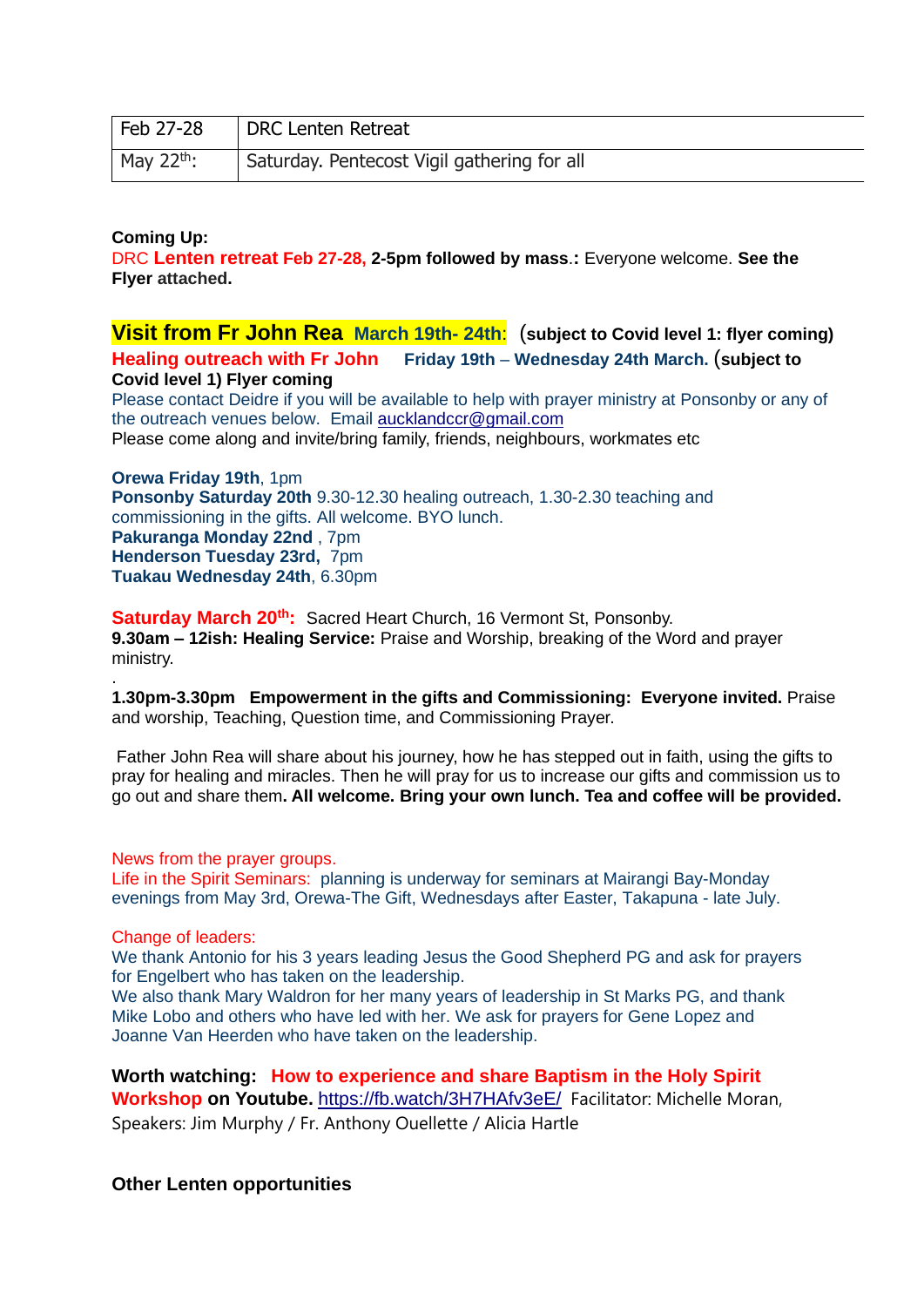| Feb 27-28 | DRC Lenten Retreat |
|---|---|
| May 22nd: | Saturday. Pentecost Vigil gathering for all |

**Coming Up:**
DRC **Lenten retreat Feb 27-28, 2-5pm followed by mass**.: Everyone welcome. **See the Flyer attached.**

**Visit from Fr John Rea March 19th- 24th**: (**subject to Covid level 1: flyer coming**)

**Healing outreach with Fr John Friday 19th – Wednesday 24th March.** (**subject to Covid level 1) Flyer coming**

Please contact Deidre if you will be available to help with prayer ministry at Ponsonby or any of the outreach venues below. Email aucklandccr@gmail.com

Please come along and invite/bring family, friends, neighbours, workmates etc

**Orewa Friday 19th**, 1pm
**Ponsonby Saturday 20th** 9.30-12.30 healing outreach, 1.30-2.30 teaching and commissioning in the gifts. All welcome. BYO lunch.
**Pakuranga Monday 22nd** , 7pm
**Henderson Tuesday 23rd,** 7pm
**Tuakau Wednesday 24th**, 6.30pm

**Saturday March 20th:** Sacred Heart Church, 16 Vermont St, Ponsonby.
**9.30am – 12ish: Healing Service:** Praise and Worship, breaking of the Word and prayer ministry.

.

**1.30pm-3.30pm Empowerment in the gifts and Commissioning: Everyone invited.** Praise and worship, Teaching, Question time, and Commissioning Prayer.

Father John Rea will share about his journey, how he has stepped out in faith, using the gifts to pray for healing and miracles. Then he will pray for us to increase our gifts and commission us to go out and share them**. All welcome. Bring your own lunch. Tea and coffee will be provided.**

News from the prayer groups.
Life in the Spirit Seminars: planning is underway for seminars at Mairangi Bay-Monday evenings from May 3rd, Orewa-The Gift, Wednesdays after Easter, Takapuna - late July.

Change of leaders:
We thank Antonio for his 3 years leading Jesus the Good Shepherd PG and ask for prayers for Engelbert who has taken on the leadership.
We also thank Mary Waldron for her many years of leadership in St Marks PG, and thank Mike Lobo and others who have led with her. We ask for prayers for Gene Lopez and Joanne Van Heerden who have taken on the leadership.

**Worth watching: How to experience and share Baptism in the Holy Spirit Workshop on Youtube.** https://fb.watch/3H7HAfv3eE/ Facilitator: Michelle Moran, Speakers: Jim Murphy / Fr. Anthony Ouellette / Alicia Hartle

**Other Lenten opportunities**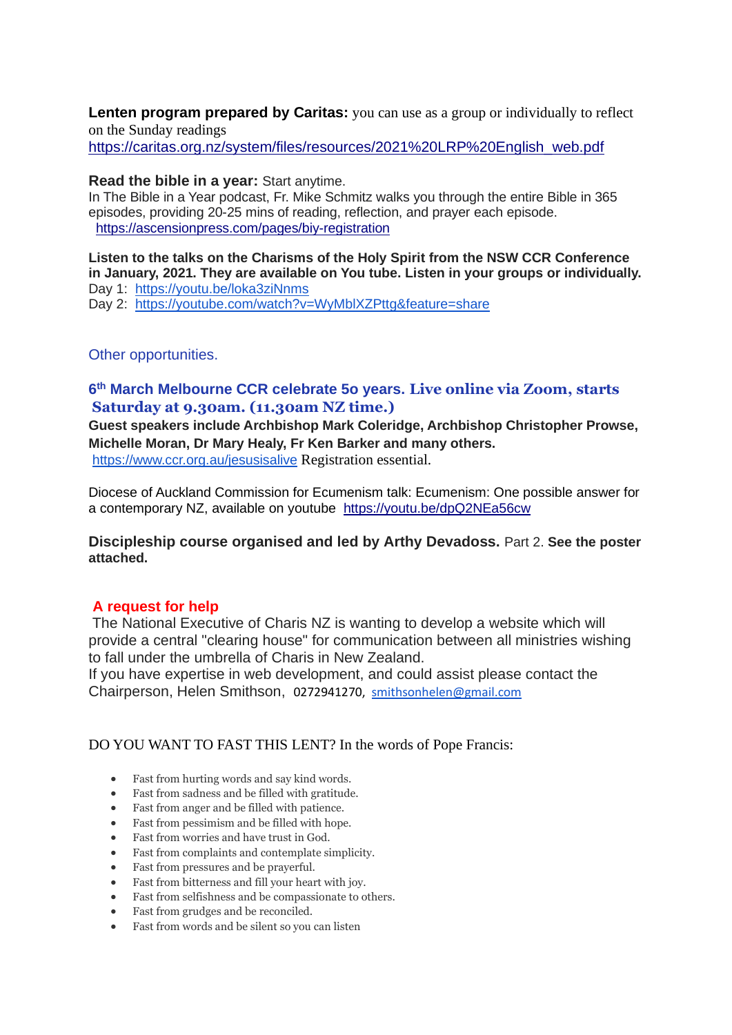**Lenten program prepared by Caritas:** you can use as a group or individually to reflect on the Sunday readings
https://caritas.org.nz/system/files/resources/2021%20LRP%20English_web.pdf

**Read the bible in a year:** Start anytime.
In The Bible in a Year podcast, Fr. Mike Schmitz walks you through the entire Bible in 365 episodes, providing 20-25 mins of reading, reflection, and prayer each episode.
https://ascensionpress.com/pages/biy-registration

**Listen to the talks on the Charisms of the Holy Spirit from the NSW CCR Conference in January, 2021. They are available on You tube. Listen in your groups or individually.**
Day 1: https://youtu.be/loka3ziNnms
Day 2: https://youtube.com/watch?v=WyMblXZPttg&feature=share

## Other opportunities.

### 6th March Melbourne CCR celebrate 5o years. Live online via Zoom, starts Saturday at 9.30am. (11.30am NZ time.)

**Guest speakers include Archbishop Mark Coleridge, Archbishop Christopher Prowse, Michelle Moran, Dr Mary Healy, Fr Ken Barker and many others.**
https://www.ccr.org.au/jesusisalive Registration essential.

Diocese of Auckland Commission for Ecumenism talk: Ecumenism: One possible answer for a contemporary NZ, available on youtube https://youtu.be/dpQ2NEa56cw

**Discipleship course organised and led by Arthy Devadoss.** Part 2. **See the poster attached.**

### A request for help

The National Executive of Charis NZ is wanting to develop a website which will provide a central "clearing house" for communication between all ministries wishing to fall under the umbrella of Charis in New Zealand.
If you have expertise in web development, and could assist please contact the Chairperson, Helen Smithson, 0272941270, smithsonhelen@gmail.com

DO YOU WANT TO FAST THIS LENT? In the words of Pope Francis:

- Fast from hurting words and say kind words.
- Fast from sadness and be filled with gratitude.
- Fast from anger and be filled with patience.
- Fast from pessimism and be filled with hope.
- Fast from worries and have trust in God.
- Fast from complaints and contemplate simplicity.
- Fast from pressures and be prayerful.
- Fast from bitterness and fill your heart with joy.
- Fast from selfishness and be compassionate to others.
- Fast from grudges and be reconciled.
- Fast from words and be silent so you can listen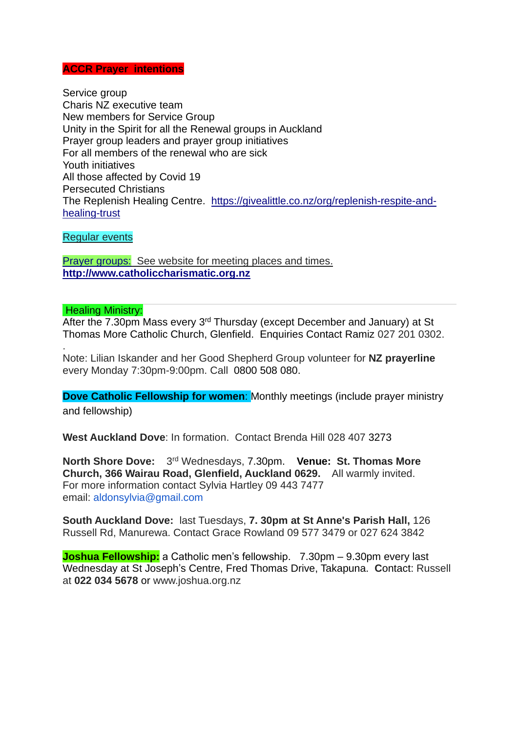**ACCR Prayer intentions**

Service group
Charis NZ executive team
New members for Service Group
Unity in the Spirit for all the Renewal groups in Auckland
Prayer group leaders and prayer group initiatives
For all members of the renewal who are sick
Youth initiatives
All those affected by Covid 19
Persecuted Christians
The Replenish Healing Centre. https://givealittle.co.nz/org/replenish-respite-and-healing-trust

Regular events

Prayer groups: See website for meeting places and times.
**http://www.catholiccharismatic.org.nz**

---

Healing Ministry:
After the 7.30pm Mass every 3rd Thursday (except December and January) at St Thomas More Catholic Church, Glenfield. Enquiries Contact Ramiz 027 201 0302.

.

Note: Lilian Iskander and her Good Shepherd Group volunteer for **NZ prayerline** every Monday 7:30pm-9:00pm. Call 0800 508 080.

**Dove Catholic Fellowship for women**: Monthly meetings (include prayer ministry and fellowship)

**West Auckland Dove**: In formation. Contact Brenda Hill 028 407 3273

**North Shore Dove:** 3rd Wednesdays, 7.30pm. **Venue: St. Thomas More Church, 366 Wairau Road, Glenfield, Auckland 0629.** All warmly invited.
For more information contact Sylvia Hartley 09 443 7477
email: aldonsylvia@gmail.com

**South Auckland Dove:** last Tuesdays, **7. 30pm at St Anne's Parish Hall,** 126 Russell Rd, Manurewa. Contact Grace Rowland 09 577 3479 or 027 624 3842

**Joshua Fellowship:** a Catholic men's fellowship. 7.30pm – 9.30pm every last Wednesday at St Joseph's Centre, Fred Thomas Drive, Takapuna. **C**ontact: Russell at **022 034 5678** or www.joshua.org.nz